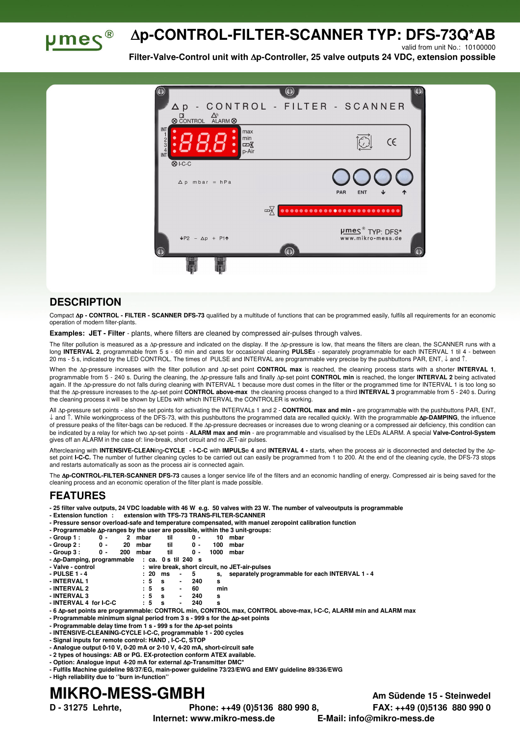# Δp-CONTROL-FILTER-SCANNER TYP: DFS-73Q*AB

valid from unit No.: 10100000

**Filter-Valve-Control unit with Δp-Controller, 25 valve outputs 24 VDC, extension possible**

## DESCRIPTION

Compact **Δp - CONTROL - FILTER - SCANNER DFS-73** qualified by a multitude of functions that can be programmed easily, fulfils all requirements for an economic operation of modern filter-plants.

**Examples: JET - Filter** - plants, where filters are cleaned by compressed air-pulses through valves.

The filter pollution is measured as a Δp-pressure and indicated on the display. If the Δp-pressure is low, that means the filters are clean, the SCANNER runs with a long **INTERVAL 2**, programmable from 5 s - 60 min and cares for occasional cleaning **PULSE**s - separately programmable for each INTERVAL 1 til 4 - between 20 ms - 5 s, indicated by the LED CONTROL. The times of PULSE and INTERVAL are programmable very precise by the pushbuttons PAR, ENT, ↓ and ↑.

When the Δp-pressure increases with the filter pollution and Δp-set point **CONTROL max** is reached, the cleaning process starts with a shorter **INTERVAL 1**, programmable from 5 - 240 s. During the cleaning, the Δp-pressure falls and finally Δp-set point **CONTROL min** is reached, the longer **INTERVAL 2** being activated again. If the Δp-pressure do not falls during cleaning with INTERVAL 1 because more dust comes in the filter or the programmed time for INTERVAL 1 is too long so that the Δp-pressure increases to the Δp-set point **CONTROL above-max** the cleaning process changed to a third **INTERVAL 3** programmable from 5 - 240 s. During the cleaning process it will be shown by LEDs with which INTERVAL the CONTROLER is working.

All Δp-pressure set points - also the set points for activating the INTERVALs 1 and 2 - **CONTROL max and min -** are programmable with the pushbuttons PAR, ENT, ↓ and ↑. While workingprocess of the DFS-73, with this pushbuttons the programmed data are recalled quickly. With the programmable **Δp-DAMPING**, the influence of pressure peaks of the filter-bags can be reduced. If the Δp-pressure decreases or increases due to wrong cleaning or a compressed air deficiency, this condition can be indicated by a relay for which two Δp-set points - **ALARM max and min** - are programmable and visualised by the LEDs ALARM. A special **Valve-Control-System** gives off an ALARM in the case of: line-break, short circuit and no JET-air pulses.

Aftercleaning with **INTENSIVE-CLEAN**ing**-CYCLE - I-C-C** with **IMPULS**e **4** and **INTERVAL 4 -** starts, when the process air is disconnected and detected by the Δp-set point **I-C-C.** The number of further cleaning cycles to be carried out can easily be programmed from 1 to 200. At the end of the cleaning cycle, the DFS-73 stops and restarts automatically as soon as the process air is connected again.

The **Δp-CONTROL-FILTER-SCANNER DFS-73** causes a longer service life of the filters and an economic handling of energy. Compressed air is being saved for the cleaning process and an economic operation of the filter plant is made possible.

## FEATURES

- **25 filter valve outputs, 24 VDC loadable with 46 W e.g. 50 valves with 23 W. The number of valveoutputs is programmable**
- **Extension function : extension with TFS-73 TRANS-FILTER-SCANNER**
- **Pressure sensor overload-safe and temperature compensated, with manuel zeropoint calibration function**
- **Programmable Δp-ranges by the user are possible, within the 3 unit-groups:**
- **Group 1 : 0 - 2 mbar til 0 - 10 mbar**
- **Group 2 : 0 - 20 mbar til 0 - 100 mbar**
- **Group 3 : 0 - 200 mbar til 0 - 1000 mbar**
- **Δp-Damping, programmable : ca. 0 s til 240 s**
- **Valve - control : wire break, short circuit, no JET-air-pulses**
- **PULSE 1 - 4 : 20 ms - 5 s, separately programmable for each INTERVAL 1 - 4**
- **INTERVAL 1 : 5 s - 240 s**
- **INTERVAL 2 : 5 s - 60 min**
- **INTERVAL 3 : 5 s - 240 s**
- **INTERVAL 4 for I-C-C : 5 s - 240 s**
- **6 Δp-set points are programmable: CONTROL min, CONTROL max, CONTROL above-max, I-C-C, ALARM min and ALARM max**
- **Programmable minimum signal period from 3 s - 999 s for the Δp-set points**
- **Programmable delay time from 1 s - 999 s for the Δp-set points**
- **INTENSIVE-CLEANING-CYCLE I-C-C, programmable 1 - 200 cycles**
- **Signal inputs for remote control: HAND , I-C-C, STOP**
- **Analogue output 0-10 V, 0-20 mA or 2-10 V, 4-20 mA, short-circuit safe**
- **2 types of housings: AB or PG. EX-protection conform ATEX available.**
- **Option: Analogue input 4-20 mA for external Δp-Transmitter DMC***
- **Fulfils Machine guideline 98/37/EG, main-power guideline 73/23/EWG and EMV guideline 89/336/EWG**
- **High reliability due to "burn in-function"**

# MIKRO-MESS-GMBH

**Am Südende 15 - Steinwedel**

**D - 31275 Lehrte, Phone: ++49 (0)5136 880 990 8, FAX: ++49 (0)5136 880 990 0**

**Internet: www.mikro-mess.de E-Mail: info@mikro-mess.de**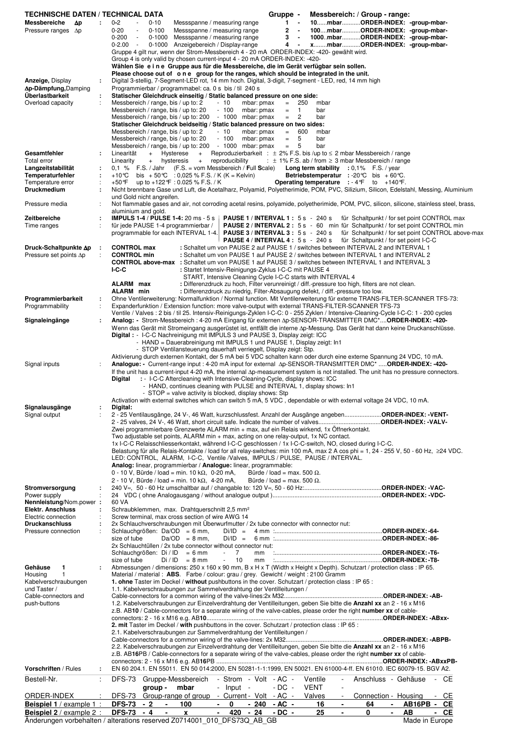# TECHNISCHE DATEN / TECHNICAL DATA

| | | | |
|---|---|---|---|
| **Messbereiche Δp** / Pressure ranges Δp | : | 0-2 - 0-10 Messspanne / measuring range<br>0-20 - 0-100 Messspanne / measuring range<br>0-200 - 0-1000 Messspanne / measuring range<br>0-2.00 - 0-1000 Anzeigebereich / Display-range<br>Gruppe 4 gilt nur, wenn der Strom-Messbereich 4 - 20 mA ORDER-INDEX: -420- gewählt wird.<br>Group 4 is only valid by chosen current-input 4 - 20 mA ORDER-INDEX: -420-<br>**Wählen Sie e i n e Gruppe aus für die Messbereiche, die im Gerät verfügbar sein sollen.**<br>**Please choose out of o n e group for the ranges, which should be integrated in the unit.** | **Gruppe - Messbereich: / Group - range:**<br>**1 - 10......mbar...........ORDER-INDEX: -group-mbar-**<br>**2 - 100....mbar...........ORDER-INDEX: -group-mbar-**<br>**3 - 1000..mbar...........ORDER-INDEX: -group-mbar-**<br>**4 - x........mbar...........ORDER-INDEX: -group-mbar-** |
| **Anzeige,** Display | : | Digital 3-stellig, 7-Segment-LED rot, 14 mm hoch. Digital, 3-digit, 7-segment - LED, red, 14 mm high | |
| **Δp-Dämpfung,** Damping | | Programmierbar / programmabel: ca. 0 s bis / til 240 s | |
| **Überlastbarkeit** / Overload capacity | : | **Statischer Gleichdruck einseitig / Static balanced pressure on one side:**<br>Messbereich / range, bis / up to: 2 - 10 mbar: pmax = 250 mbar<br>Messbereich / range, bis / up to: 20 - 100 mbar: pmax = 1 bar<br>Messbereich / range, bis / up to: 200 - 1000 mbar: pmax = 2 bar<br>**Statischer Gleichdruck beidseitig / Static balanced pressure on two sides:**<br>Messbereich / range, bis / up to: 2 - 10 mbar: pmax = 600 mbar<br>Messbereich / range, bis / up to: 20 - 100 mbar: pmax = 5 bar<br>Messbereich / range, bis / up to: 200 - 1000 mbar: pmax = 5 bar | |
| **Gesamtfehler** / Total error | : | Linearität + Hysterese + Reproduzierbarkeit : ± 2% F.S. bis /up to ≤ 2 mbar Messbereich / range<br>Linearity + hysteresis + reproducibility : ± 1% F.S. ab / from ≥ 3 mbar Messbereich / range | |
| **Langzeitstabilität** | : | 0,1 % F.S. / Jahr (F.S. = vom Messbereich / **F**ull **S**cale) **Long term stability** : 0,1% F.S. / year | |
| **Temperaturfehler** / Temperature error | : | +10°C bis + 50°C : 0,025 % F.S. / K (K = Kelvin) **Betriebstemperatur** : -20°C bis + 60°C.<br>+50°F up to +122°F : 0.025 % F.S. / K **Operating temperature** : - 4°F to +140°F. | |
| **Druckmedium** | : | Nicht brennbare Gase und Luft, die Acetalharz, Polyamid, Polyetherimide, POM, PVC, Silizium, Silicon, Edelstahl, Messing, Aluminium und Gold nicht angreifen. | |
| Pressure media | : | Not flammable gases and air, not corroding acetal resins, polyamide, polyetherimide, POM, PVC, silicon, silicone, stainless steel, brass, aluminium and gold. | |
| **Zeitbereiche** / Time ranges | : | **IMPULS 1-4 / PULSE 1-4:** 20 ms - 5 s für jede PAUSE 1-4 programmierbar / programmable for each INTERVAL 1-4.<br>**PAUSE 1 / INTERVAL 1 :** 5 s - 240 s für Schaltpunkt / for set point CONTROL max<br>**PAUSE 2 / INTERVAL 2 :** 5 s - 60 min für Schaltpunkt / for set point CONTROL min<br>**PAUSE 3 / INTERVAL 3 :** 5 s - 240 s für Schaltpunkt / for set point CONTROL above-max<br>**PAUSE 4 / INTERVAL 4 :** 5 s - 240 s für Schaltpunkt / for set point I-C-C | |
| **Druck-Schaltpunkte Δp** / Pressure set points Δp | : | **CONTROL max** : Schaltet um von PAUSE 2 auf PAUSE 1 / switches between INTERVAL 2 and INTERVAL 1<br>**CONTROL min** : Schaltet um von PAUSE 1 auf PAUSE 2 / switches between INTERVAL 1 and INTERVAL 2<br>**CONTROL above-max** : Schaltet um von PAUSE 1 auf PAUSE 3 / switches between INTERVAL 1 and INTERVAL 3<br>**I-C-C** : Startet Intensiv-Reinigungs-Zyklus I-C-C mit PAUSE 4<br>START, Intensive Cleaning Cycle I-C-C starts with INTERVAL 4<br>**ALARM max** : Differenzdruck zu hoch, Filter verunreinigt / diff.-pressure too high, filters are not clean.<br>**ALARM min** : Differenzdruck zu niedrig, Filter-Absaugung defekt, / diff.-pressure too low. | |
| **Programmierbarkeit** / Programmability | : | Ohne Ventilerweiterung: Normalfunktion / Normal function. Mit Ventilerweiterung für externe TRANS-FILTER-SCANNER TFS-73:<br>Expanderfunktion / Extension function: more valve-output with external TRANS-FILTER-SCANNER TFS-73<br>Ventile / Valves : 2 bis / til 25. Intensiv-Reinigungs-Zyklen I-C-C: 0 - 255 Zyklen / Intensive-Cleaning-Cycle I-C-C: 1 - 200 cycles | |
| **Signaleingänge** | : | **Analog: -** Strom-Messbereich : 4-20 mA Eingang für externen Δp-SENSOR-TRANSMITTER DMC*....**ORDER-INDEX: -420-**<br>Wenn das Gerät mit Stromeingang ausgerüstet ist, entfällt die interne Δp-Messung. Das Gerät hat dann keine Druckanschlüsse.<br>**Digital :** - I-C-C Nachreinigung mit IMPULS 3 und PAUSE 3, Display zeigt: ICC<br>- HAND = Dauerabreinigung mit IMPULS 1 und PAUSE 1, Display zeigt: In1<br>- STOP Ventilansteuerung dauerhaft verriegelt, Display zeigt: Stp.<br>Aktivierung durch externen Kontakt, der 5 mA bei 5 VDC schalten kann oder durch eine externe Spannung 24 VDC, 10 mA. | |
| Signal inputs | : | **Analogue: -** Current-range input : 4-20 mA input for external Δp-SENSOR-TRANSMITTER DMC* .....**ORDER-INDEX: -420-**<br>If the unit has a current-input 4-20 mA, the internal Δp-measurement system is not installed. The unit has no pressure connectors.<br>**Digital :** - I-C-C Aftercleaning with Intensive-Cleaning-Cycle, display shows: ICC<br>- HAND, continues cleaning with PULSE and INTERVAL 1, display shows: In1<br>- STOP = valve activity is blocked, display shows: Stp<br>Activation with external switches which can switch 5 mA, 5 VDC , dependable or with external voltage 24 VDC, 10 mA. | |
| **Signalausgänge** / Signal output | : | **Digital:**<br>2 - 25 Ventilausgänge, 24 V-, 46 Watt, kurzschlussfest. Anzahl der Ausgänge angeben......................**ORDER-INDEX: -VENT-**<br>2 - 25 valves, 24 V-, 46 Watt, short circuit safe. Indicate the number of valves....................................**ORDER-INDEX: -VALV-**<br>Zwei programmierbare Grenzwerte ALARM min + max, auf ein Relais wirkend, 1x Öffnerkontakt.<br>Two adjustable set points, ALARM min + max, acting on one relay-output, 1x NC contact.<br>1x I-C-C Relaisschliesserkontakt, während I-C-C geschlossen / 1x I-C-C-switch, NO, closed during I-C-C.<br>Belastung für alle Relais-Kontakte / load for all relay-switches: min 100 mA, max 2 A cos phi = 1, 24 - 255 V, 50 - 60 Hz, ≥24 VDC.<br>LED: CONTROL, ALARM, I-C-C, Ventile /Valves, IMPULS / PULSE, PAUSE / INTERVAL.<br>**Analog:** linear, programmierbar / **Analogue:** linear, programmable:<br>0 - 10 V, Bürde / load = min. 10 kΩ, 0-20 mA, Bürde / load = max. 500 Ω.<br>2 - 10 V, Bürde / load = min. 10 kΩ, 4-20 mA, Bürde / load = max. 500 Ω. | |
| **Stromversorgung** / Power supply | : | 240 V≈, 50 - 60 Hz umschaltbar auf / changable to: 120 V≈, 50 - 60 Hz:.............................................**ORDER-INDEX: -VAC-**<br>24 VDC ( ohne Analogausgang / without analogue output )................................................................**ORDER-INDEX: -VDC-** | |
| **Nennleistung**/Nom.power | : | 60 VA | |
| **Elektr. Anschluss** / Electric connection | : | Schraubklemmen, max. Drahtquerschnitt 2,5 mm²<br>Screw terminal, max cross section of wire AWG 14 | |
| **Druckanschluss** / Pressure connection | : | 2x Schlauchverschraubungen mit Überwurfmutter / 2x tube connector with connector nut:<br>Schlauchgrößen: Da/OD = 6 mm, Di/ID = 4 mm :...............................................................**ORDER-INDEX: -64-**<br>size of tube Da/OD = 8 mm, Di/ID = 6 mm :...............................................................**ORDER-INDEX: -86-**<br>2x Schlauchtüllen / 2x tube connector without connector nut:<br>Schlauchgrößen: Di / ID = 6 mm - 7 mm :...............................................................**ORDER-INDEX: -T6-**<br>size of tube Di / ID = 8 mm - 10 mm :...............................................................**ORDER-INDEX: -T8-** | |
| **Gehäuse 1** / Housing 1<br>Kabelverschraubungen und Taster /<br>Cable-connectors and push-buttons | : | Abmessungen / dimensions: 250 x 160 x 90 mm, B x H x T (Width x Height x Depth). Schutzart / protection class : IP 65.<br>Material / material : **ABS**. Farbe / colour: grau / grey. Gewicht / weight : 2100 Gramm<br>**1. ohne** Taster im Deckel / **without** pushbuttons in the cover. Schutzart / protection class : IP 65 :<br>1.1. Kabelverschraubungen zur Sammelverdrahtung der Ventilleitungen /<br>Cable-connectors for a common wiring of the valve-lines:2x M32..........................................................**ORDER-INDEX: -AB-**<br>1.2. Kabelverschraubungen zur Einzelverdrahtung der Ventilleitungen, geben Sie bitte die **Anzahl xx** an 2 - 16 x M16<br>z.B. AB**10** / Cable-connectors for a separate wiring of the valve-cables, please order the right **number xx** of cable-connectors: 2 - 16 x M16 e.g. AB**10**.................................................................................................**ORDER-INDEX: -ABxx-**<br>**2. mit** Taster im Deckel / **with** pushbuttons in the cover. Schutzart / protection class : IP 65 :<br>2.1. Kabelverschraubungen zur Sammelverdrahtung der Ventilleitungen /<br>Cable-connectors for a common wiring of the valve-lines: 2x M32.........................................................**ORDER-INDEX: -ABPB-**<br>2.2. Kabelverschraubungen zur Einzelverdrahtung der Ventilleitungen, geben Sie bitte die **Anzahl xx** an 2 - 16 x M16<br>z.B. AB**16**PB / Cable-connectors for a separate wiring of the valve-cables, please order the right **number xx** of cable-connectors: 2 - 16 x M16 e.g. AB**16**PB ..................................................................................**ORDER-INDEX: -ABxxPB-** | |
| **Vorschriften** / Rules | : | EN 60 204.1. EN 55011. EN 50 014:2000, EN 50281-1-1:1999, EN 50021. EN 61000-4-ff. EN 61010. IEC 60079-15. BGV A2. | |

| | | | | | | | | | | | |
|---|---|---|---|---|---|---|---|---|---|---|---|
| Bestell-Nr. | : | DFS-73 | Gruppe-Messbereich **group - mbar** | - Strom - Input | - Volt | - AC - - DC - | Ventile VENT | - | Anschluss | - Gehäuse | - CE |
| ORDER-INDEX | : | DFS-73 | Group-range of group | - Current | - Volt | - AC - | Valves | - | Connection | - Housing | - CE |
| **Beispiel 1** / example 1 | : | **DFS-73** | **- 2 - 100** | **- 0** | **- 240** | **- AC -** | **16** | **-** | **64** | **- AB16PB** | **- CE** |
| **Beispiel 2** / example 2 | : | **DFS-73** | **- 4 - x** | **- 420** | **- 24** | **- DC -** | **25** | **-** | **0** | **- AB** | **- CE** |

Änderungen vorbehalten / alterations reserved Z0714001_010_DFS73Q_AB_GB Made in Europe